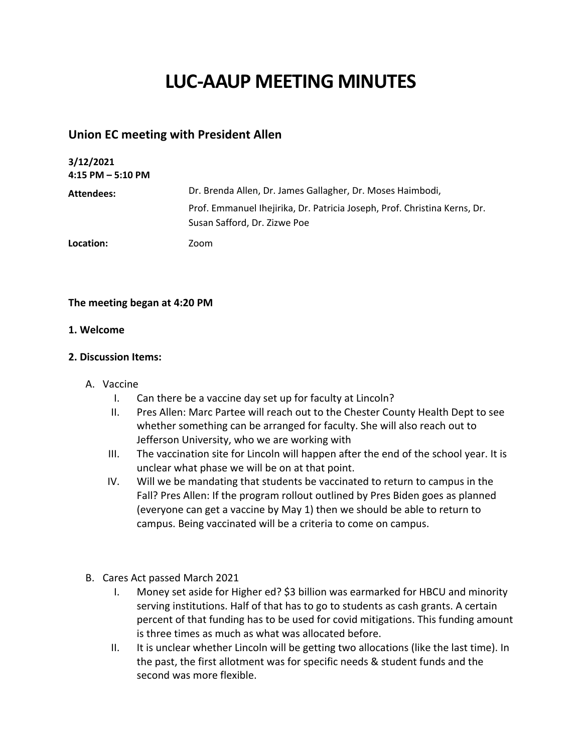# LUC-AAUP MEETING MINUTES

## Union EC meeting with President Allen

**3/12/2021**
**4:15 PM – 5:10 PM**

**Attendees:** Dr. Brenda Allen, Dr. James Gallagher, Dr. Moses Haimbodi, Prof. Emmanuel Ihejirika, Dr. Patricia Joseph, Prof. Christina Kerns, Dr. Susan Safford, Dr. Zizwe Poe

**Location:** Zoom

**The meeting began at 4:20 PM**

**1. Welcome**

**2. Discussion Items:**

A. Vaccine

I. Can there be a vaccine day set up for faculty at Lincoln?

II. Pres Allen: Marc Partee will reach out to the Chester County Health Dept to see whether something can be arranged for faculty. She will also reach out to Jefferson University, who we are working with

III. The vaccination site for Lincoln will happen after the end of the school year. It is unclear what phase we will be on at that point.

IV. Will we be mandating that students be vaccinated to return to campus in the Fall? Pres Allen: If the program rollout outlined by Pres Biden goes as planned (everyone can get a vaccine by May 1) then we should be able to return to campus. Being vaccinated will be a criteria to come on campus.

B. Cares Act passed March 2021

I. Money set aside for Higher ed? $3 billion was earmarked for HBCU and minority serving institutions. Half of that has to go to students as cash grants. A certain percent of that funding has to be used for covid mitigations. This funding amount is three times as much as what was allocated before.

II. It is unclear whether Lincoln will be getting two allocations (like the last time). In the past, the first allotment was for specific needs & student funds and the second was more flexible.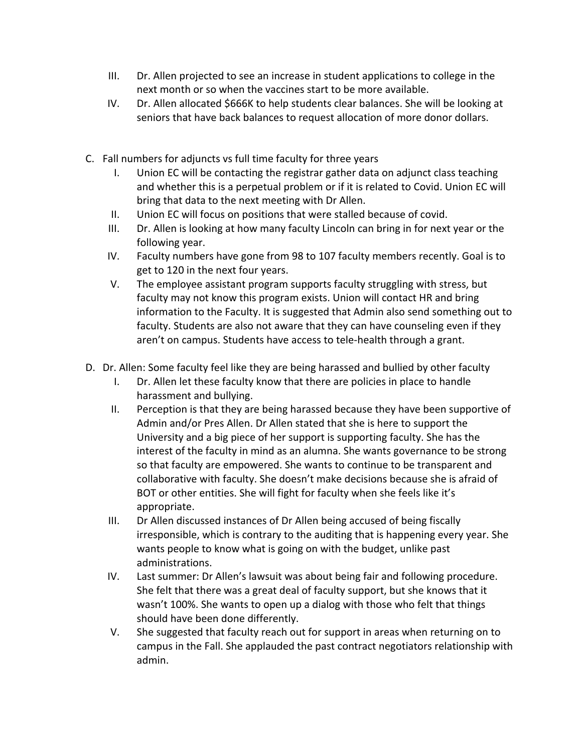III. Dr. Allen projected to see an increase in student applications to college in the next month or so when the vaccines start to be more available.

IV. Dr. Allen allocated $666K to help students clear balances. She will be looking at seniors that have back balances to request allocation of more donor dollars.

C. Fall numbers for adjuncts vs full time faculty for three years

   I. Union EC will be contacting the registrar gather data on adjunct class teaching and whether this is a perpetual problem or if it is related to Covid. Union EC will bring that data to the next meeting with Dr Allen.

   II. Union EC will focus on positions that were stalled because of covid.

   III. Dr. Allen is looking at how many faculty Lincoln can bring in for next year or the following year.

   IV. Faculty numbers have gone from 98 to 107 faculty members recently. Goal is to get to 120 in the next four years.

   V. The employee assistant program supports faculty struggling with stress, but faculty may not know this program exists. Union will contact HR and bring information to the Faculty. It is suggested that Admin also send something out to faculty. Students are also not aware that they can have counseling even if they aren't on campus. Students have access to tele-health through a grant.

D. Dr. Allen: Some faculty feel like they are being harassed and bullied by other faculty

   I. Dr. Allen let these faculty know that there are policies in place to handle harassment and bullying.

   II. Perception is that they are being harassed because they have been supportive of Admin and/or Pres Allen. Dr Allen stated that she is here to support the University and a big piece of her support is supporting faculty. She has the interest of the faculty in mind as an alumna. She wants governance to be strong so that faculty are empowered. She wants to continue to be transparent and collaborative with faculty. She doesn't make decisions because she is afraid of BOT or other entities. She will fight for faculty when she feels like it's appropriate.

   III. Dr Allen discussed instances of Dr Allen being accused of being fiscally irresponsible, which is contrary to the auditing that is happening every year. She wants people to know what is going on with the budget, unlike past administrations.

   IV. Last summer: Dr Allen's lawsuit was about being fair and following procedure. She felt that there was a great deal of faculty support, but she knows that it wasn't 100%. She wants to open up a dialog with those who felt that things should have been done differently.

   V. She suggested that faculty reach out for support in areas when returning on to campus in the Fall. She applauded the past contract negotiators relationship with admin.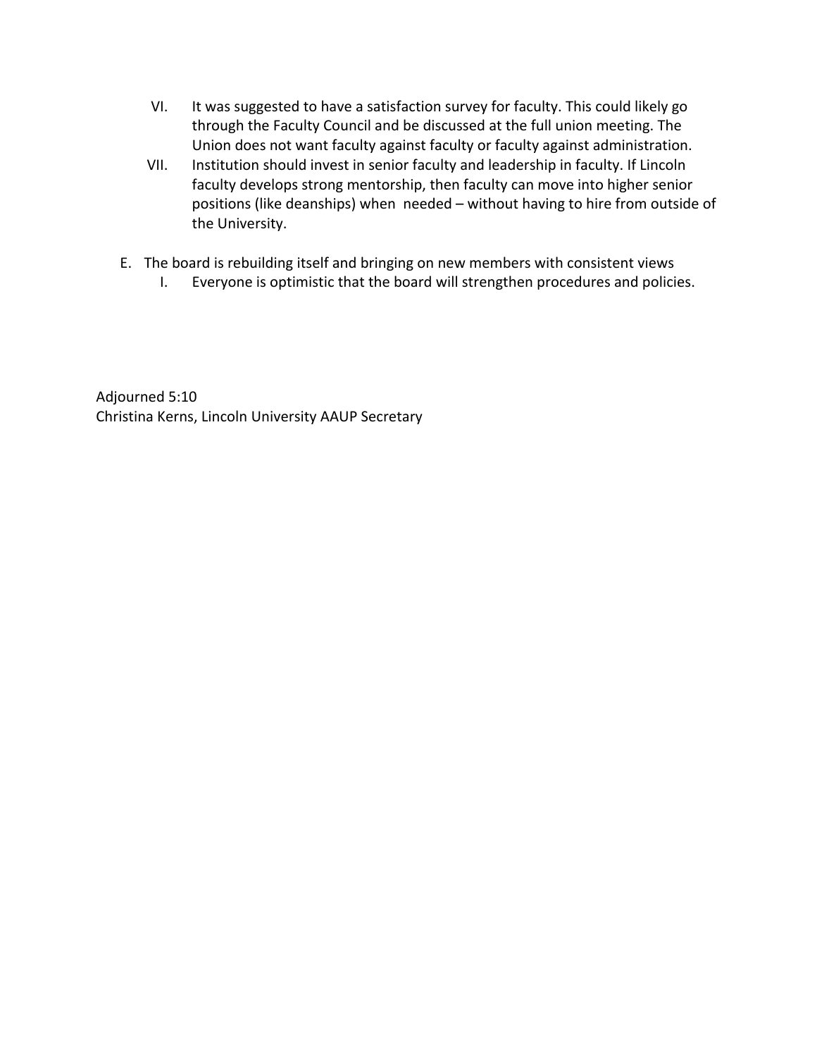VI. It was suggested to have a satisfaction survey for faculty. This could likely go through the Faculty Council and be discussed at the full union meeting. The Union does not want faculty against faculty or faculty against administration.

VII. Institution should invest in senior faculty and leadership in faculty. If Lincoln faculty develops strong mentorship, then faculty can move into higher senior positions (like deanships) when needed – without having to hire from outside of the University.

E. The board is rebuilding itself and bringing on new members with consistent views

I. Everyone is optimistic that the board will strengthen procedures and policies.

Adjourned 5:10
Christina Kerns, Lincoln University AAUP Secretary